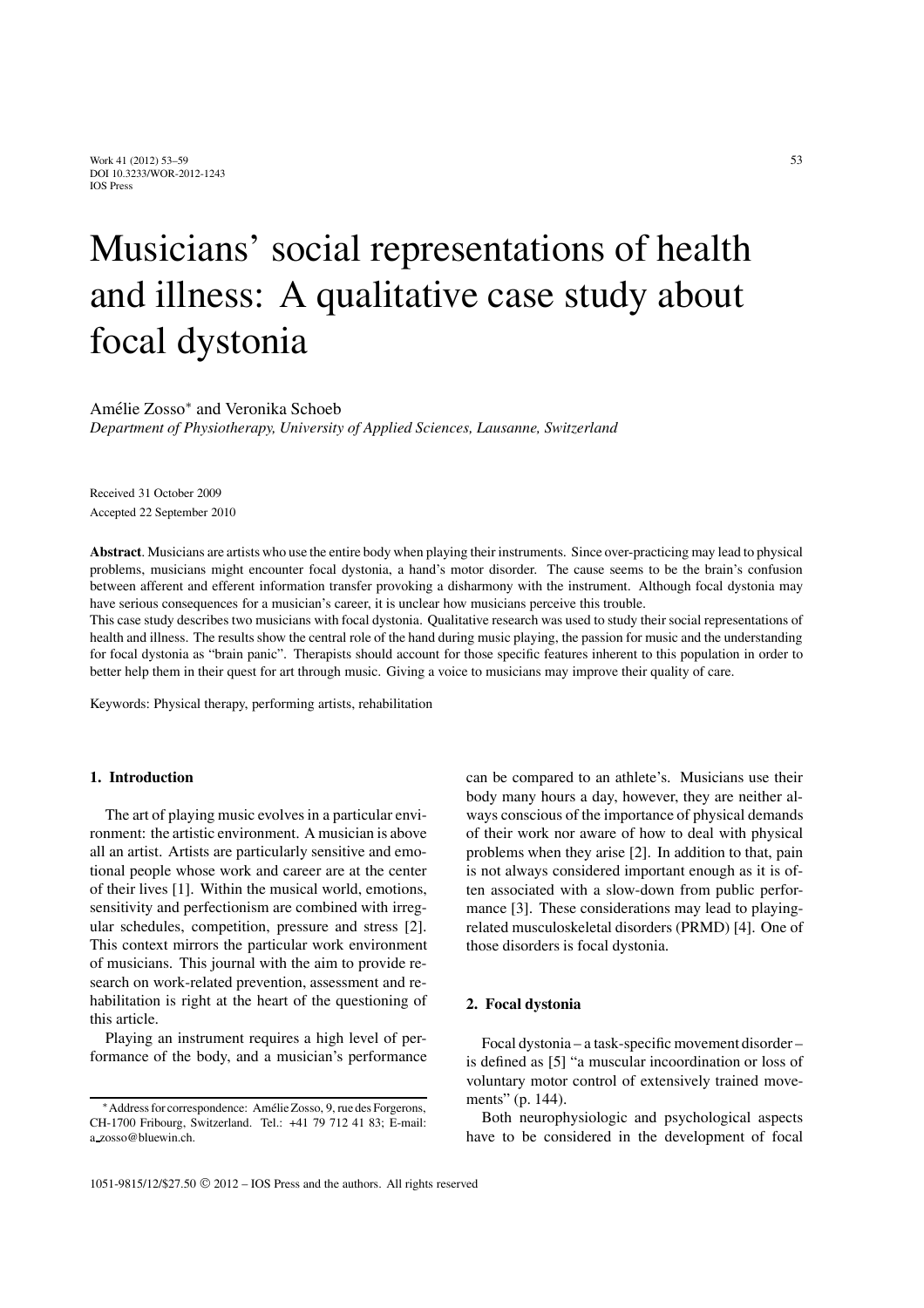# Musicians' social representations of health and illness: A qualitative case study about focal dystonia

Amélie Zosso* and Veronika Schoeb

*Department of Physiotherapy, University of Applied Sciences, Lausanne, Switzerland*

Received 31 October 2009

Accepted 22 September 2010

**Abstract**. Musicians are artists who use the entire body when playing their instruments. Since over-practicing may lead to physical problems, musicians might encounter focal dystonia, a hand's motor disorder. The cause seems to be the brain's confusion between afferent and efferent information transfer provoking a disharmony with the instrument. Although focal dystonia may have serious consequences for a musician's career, it is unclear how musicians perceive this trouble.

This case study describes two musicians with focal dystonia. Qualitative research was used to study their social representations of health and illness. The results show the central role of the hand during music playing, the passion for music and the understanding for focal dystonia as "brain panic". Therapists should account for those specific features inherent to this population in order to better help them in their quest for art through music. Giving a voice to musicians may improve their quality of care.

Keywords: Physical therapy, performing artists, rehabilitation

## 1. Introduction

The art of playing music evolves in a particular environment: the artistic environment. A musician is above all an artist. Artists are particularly sensitive and emotional people whose work and career are at the center of their lives [1]. Within the musical world, emotions, sensitivity and perfectionism are combined with irregular schedules, competition, pressure and stress [2]. This context mirrors the particular work environment of musicians. This journal with the aim to provide research on work-related prevention, assessment and rehabilitation is right at the heart of the questioning of this article.

Playing an instrument requires a high level of performance of the body, and a musician's performance can be compared to an athlete's. Musicians use their body many hours a day, however, they are neither always conscious of the importance of physical demands of their work nor aware of how to deal with physical problems when they arise [2]. In addition to that, pain is not always considered important enough as it is often associated with a slow-down from public performance [3]. These considerations may lead to playing-related musculoskeletal disorders (PRMD) [4]. One of those disorders is focal dystonia.

## 2. Focal dystonia

Focal dystonia – a task-specific movement disorder – is defined as [5] "a muscular incoordination or loss of voluntary motor control of extensively trained movements" (p. 144).

Both neurophysiologic and psychological aspects have to be considered in the development of focal

---

*Address for correspondence: Amélie Zosso, 9, rue des Forgerons, CH-1700 Fribourg, Switzerland. Tel.: +41 79 712 41 83; E-mail: a_zosso@bluewin.ch.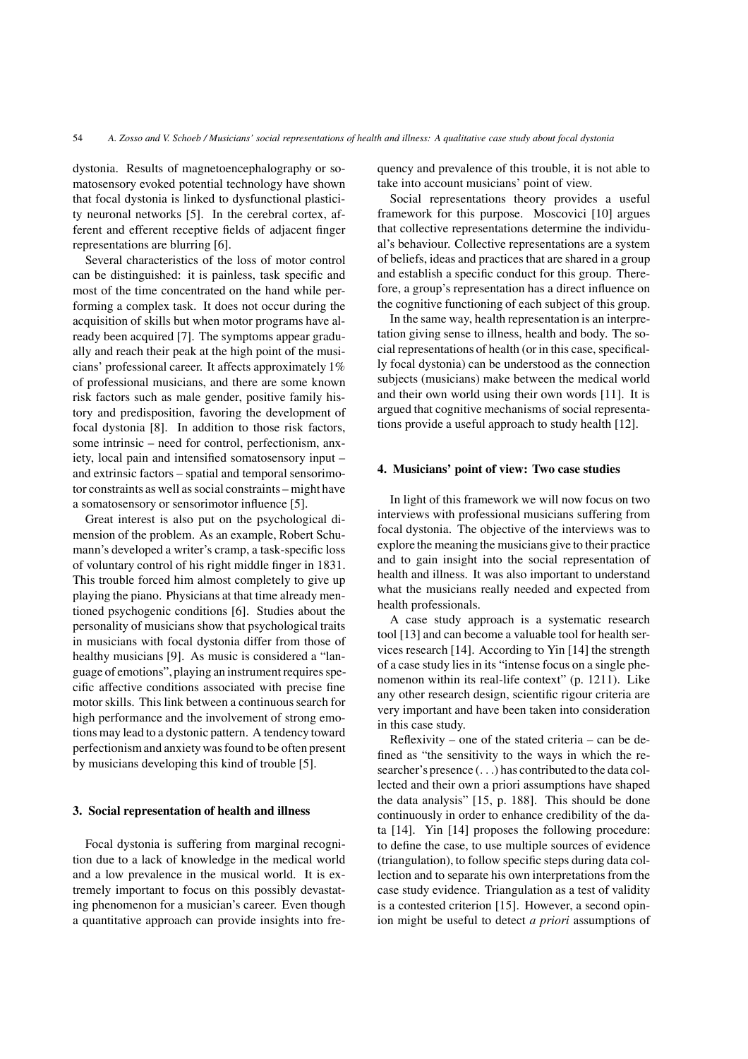dystonia. Results of magnetoencephalography or somatosensory evoked potential technology have shown that focal dystonia is linked to dysfunctional plasticity neuronal networks [5]. In the cerebral cortex, afferent and efferent receptive fields of adjacent finger representations are blurring [6].

Several characteristics of the loss of motor control can be distinguished: it is painless, task specific and most of the time concentrated on the hand while performing a complex task. It does not occur during the acquisition of skills but when motor programs have already been acquired [7]. The symptoms appear gradually and reach their peak at the high point of the musicians' professional career. It affects approximately 1% of professional musicians, and there are some known risk factors such as male gender, positive family history and predisposition, favoring the development of focal dystonia [8]. In addition to those risk factors, some intrinsic – need for control, perfectionism, anxiety, local pain and intensified somatosensory input – and extrinsic factors – spatial and temporal sensorimotor constraints as well as social constraints – might have a somatosensory or sensorimotor influence [5].

Great interest is also put on the psychological dimension of the problem. As an example, Robert Schumann's developed a writer's cramp, a task-specific loss of voluntary control of his right middle finger in 1831. This trouble forced him almost completely to give up playing the piano. Physicians at that time already mentioned psychogenic conditions [6]. Studies about the personality of musicians show that psychological traits in musicians with focal dystonia differ from those of healthy musicians [9]. As music is considered a "language of emotions", playing an instrument requires specific affective conditions associated with precise fine motor skills. This link between a continuous search for high performance and the involvement of strong emotions may lead to a dystonic pattern. A tendency toward perfectionism and anxiety was found to be often present by musicians developing this kind of trouble [5].

### 3. Social representation of health and illness

Focal dystonia is suffering from marginal recognition due to a lack of knowledge in the medical world and a low prevalence in the musical world. It is extremely important to focus on this possibly devastating phenomenon for a musician's career. Even though a quantitative approach can provide insights into frequency and prevalence of this trouble, it is not able to take into account musicians' point of view.

Social representations theory provides a useful framework for this purpose. Moscovici [10] argues that collective representations determine the individual's behaviour. Collective representations are a system of beliefs, ideas and practices that are shared in a group and establish a specific conduct for this group. Therefore, a group's representation has a direct influence on the cognitive functioning of each subject of this group.

In the same way, health representation is an interpretation giving sense to illness, health and body. The social representations of health (or in this case, specifically focal dystonia) can be understood as the connection subjects (musicians) make between the medical world and their own world using their own words [11]. It is argued that cognitive mechanisms of social representations provide a useful approach to study health [12].

### 4. Musicians' point of view: Two case studies

In light of this framework we will now focus on two interviews with professional musicians suffering from focal dystonia. The objective of the interviews was to explore the meaning the musicians give to their practice and to gain insight into the social representation of health and illness. It was also important to understand what the musicians really needed and expected from health professionals.

A case study approach is a systematic research tool [13] and can become a valuable tool for health services research [14]. According to Yin [14] the strength of a case study lies in its "intense focus on a single phenomenon within its real-life context" (p. 1211). Like any other research design, scientific rigour criteria are very important and have been taken into consideration in this case study.

Reflexivity – one of the stated criteria – can be defined as "the sensitivity to the ways in which the researcher's presence (...) has contributed to the data collected and their own a priori assumptions have shaped the data analysis" [15, p. 188]. This should be done continuously in order to enhance credibility of the data [14]. Yin [14] proposes the following procedure: to define the case, to use multiple sources of evidence (triangulation), to follow specific steps during data collection and to separate his own interpretations from the case study evidence. Triangulation as a test of validity is a contested criterion [15]. However, a second opinion might be useful to detect *a priori* assumptions of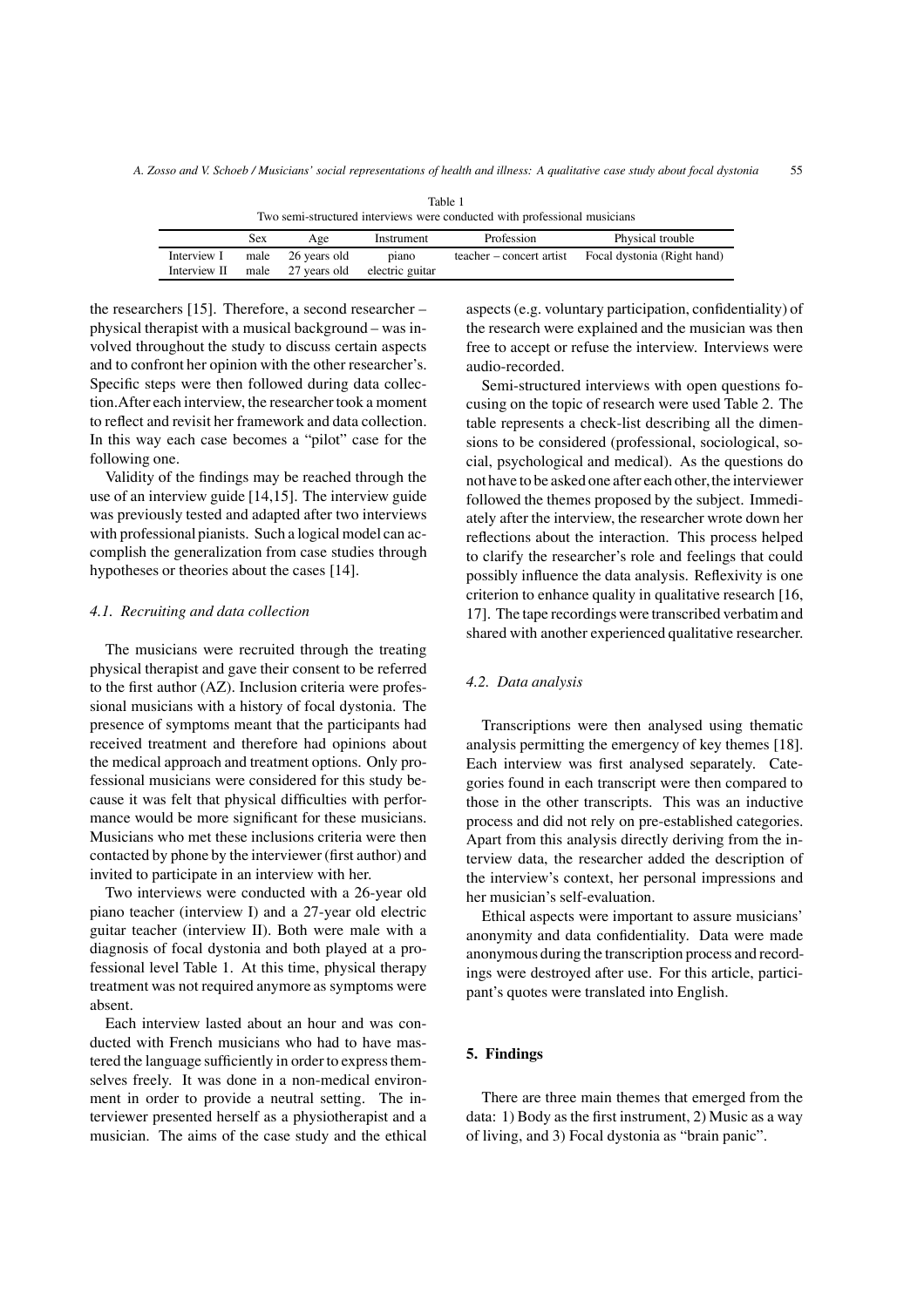Table 1
Two semi-structured interviews were conducted with professional musicians

| | Sex | Age | Instrument | Profession | Physical trouble |
|---|---|---|---|---|---|
| Interview I | male | 26 years old | piano | teacher – concert artist | Focal dystonia (Right hand) |
| Interview II | male | 27 years old | electric guitar | | |

the researchers [15]. Therefore, a second researcher – physical therapist with a musical background – was involved throughout the study to discuss certain aspects and to confront her opinion with the other researcher's. Specific steps were then followed during data collection. After each interview, the researcher took a moment to reflect and revisit her framework and data collection. In this way each case becomes a "pilot" case for the following one.

Validity of the findings may be reached through the use of an interview guide [14,15]. The interview guide was previously tested and adapted after two interviews with professional pianists. Such a logical model can accomplish the generalization from case studies through hypotheses or theories about the cases [14].

### *4.1. Recruiting and data collection*

The musicians were recruited through the treating physical therapist and gave their consent to be referred to the first author (AZ). Inclusion criteria were professional musicians with a history of focal dystonia. The presence of symptoms meant that the participants had received treatment and therefore had opinions about the medical approach and treatment options. Only professional musicians were considered for this study because it was felt that physical difficulties with performance would be more significant for these musicians. Musicians who met these inclusions criteria were then contacted by phone by the interviewer (first author) and invited to participate in an interview with her.

Two interviews were conducted with a 26-year old piano teacher (interview I) and a 27-year old electric guitar teacher (interview II). Both were male with a diagnosis of focal dystonia and both played at a professional level Table 1. At this time, physical therapy treatment was not required anymore as symptoms were absent.

Each interview lasted about an hour and was conducted with French musicians who had to have mastered the language sufficiently in order to express themselves freely. It was done in a non-medical environment in order to provide a neutral setting. The interviewer presented herself as a physiotherapist and a musician. The aims of the case study and the ethical aspects (e.g. voluntary participation, confidentiality) of the research were explained and the musician was then free to accept or refuse the interview. Interviews were audio-recorded.

Semi-structured interviews with open questions focusing on the topic of research were used Table 2. The table represents a check-list describing all the dimensions to be considered (professional, sociological, social, psychological and medical). As the questions do not have to be asked one after each other, the interviewer followed the themes proposed by the subject. Immediately after the interview, the researcher wrote down her reflections about the interaction. This process helped to clarify the researcher's role and feelings that could possibly influence the data analysis. Reflexivity is one criterion to enhance quality in qualitative research [16, 17]. The tape recordings were transcribed verbatim and shared with another experienced qualitative researcher.

### *4.2. Data analysis*

Transcriptions were then analysed using thematic analysis permitting the emergency of key themes [18]. Each interview was first analysed separately. Categories found in each transcript were then compared to those in the other transcripts. This was an inductive process and did not rely on pre-established categories. Apart from this analysis directly deriving from the interview data, the researcher added the description of the interview's context, her personal impressions and her musician's self-evaluation.

Ethical aspects were important to assure musicians' anonymity and data confidentiality. Data were made anonymous during the transcription process and recordings were destroyed after use. For this article, participant's quotes were translated into English.

## **5. Findings**

There are three main themes that emerged from the data: 1) Body as the first instrument, 2) Music as a way of living, and 3) Focal dystonia as "brain panic".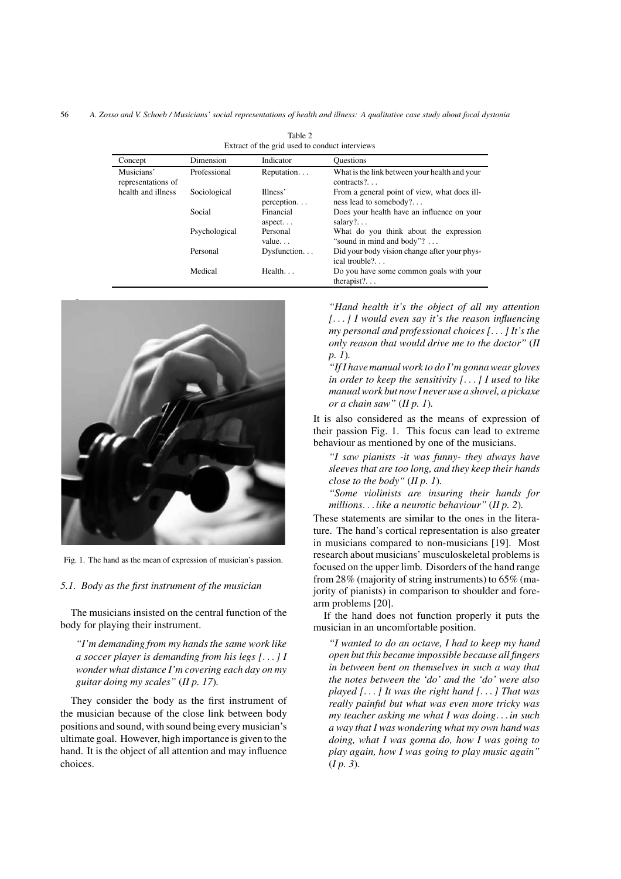Table 2
Extract of the grid used to conduct interviews

| Concept | Dimension | Indicator | Questions |
|---|---|---|---|
| Musicians' representations of health and illness | Professional | Reputation. . . | What is the link between your health and your contracts?. . . |
| | Sociological | Illness' perception. . . | From a general point of view, what does illness lead to somebody?. . . |
| | Social | Financial aspect. . . | Does your health have an influence on your salary?. . . |
| | Psychological | Personal value. . . | What do you think about the expression "sound in mind and body"? . . . |
| | Personal | Dysfunction. . . | Did your body vision change after your physical trouble?. . . |
| | Medical | Health. . . | Do you have some common goals with your therapist?. . . |

Fig. 1. The hand as the mean of expression of musician's passion.

### 5.1. Body as the first instrument of the musician

The musicians insisted on the central function of the body for playing their instrument.

> *"I'm demanding from my hands the same work like a soccer player is demanding from his legs [. . . ] I wonder what distance I'm covering each day on my guitar doing my scales"* (*II p. 17*).

They consider the body as the first instrument of the musician because of the close link between body positions and sound, with sound being every musician's ultimate goal. However, high importance is given to the hand. It is the object of all attention and may influence choices.

> *"Hand health it's the object of all my attention [. . . ] I would even say it's the reason influencing my personal and professional choices [. . . ] It's the only reason that would drive me to the doctor"* (*II p. 1*).
>
> *"If I have manual work to do I'm gonna wear gloves in order to keep the sensitivity [. . . ] I used to like manual work but now I never use a shovel, a pickaxe or a chain saw"* (*II p. 1*).

It is also considered as the means of expression of their passion Fig. 1. This focus can lead to extreme behaviour as mentioned by one of the musicians.

> *"I saw pianists -it was funny- they always have sleeves that are too long, and they keep their hands close to the body"* (*II p. 1*).
>
> *"Some violinists are insuring their hands for millions. . . like a neurotic behaviour"* (*II p. 2*).

These statements are similar to the ones in the literature. The hand's cortical representation is also greater in musicians compared to non-musicians [19]. Most research about musicians' musculoskeletal problems is focused on the upper limb. Disorders of the hand range from 28% (majority of string instruments) to 65% (majority of pianists) in comparison to shoulder and forearm problems [20].

If the hand does not function properly it puts the musician in an uncomfortable position.

> *"I wanted to do an octave, I had to keep my hand open but this became impossible because all fingers in between bent on themselves in such a way that the notes between the 'do' and the 'do' were also played [. . . ] It was the right hand [. . . ] That was really painful but what was even more tricky was my teacher asking me what I was doing. . . in such a way that I was wondering what my own hand was doing, what I was gonna do, how I was going to play again, how I was going to play music again"* (*I p. 3*).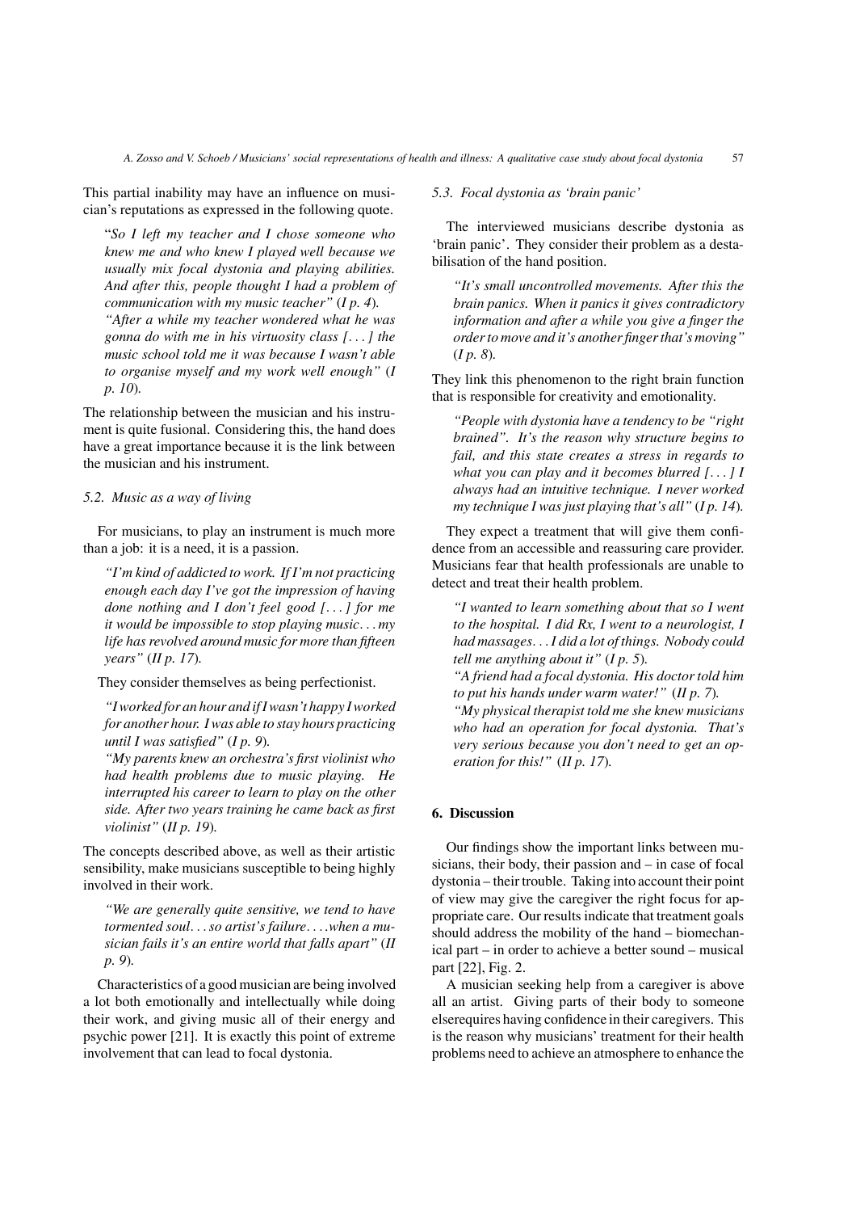This partial inability may have an influence on musician's reputations as expressed in the following quote.

> "*So I left my teacher and I chose someone who knew me and who knew I played well because we usually mix focal dystonia and playing abilities. And after this, people thought I had a problem of communication with my music teacher"* (*I p. 4*).
>
> *"After a while my teacher wondered what he was gonna do with me in his virtuosity class [. . . ] the music school told me it was because I wasn't able to organise myself and my work well enough"* (*I p. 10*).

The relationship between the musician and his instrument is quite fusional. Considering this, the hand does have a great importance because it is the link between the musician and his instrument.

### *5.2. Music as a way of living*

For musicians, to play an instrument is much more than a job: it is a need, it is a passion.

> *"I'm kind of addicted to work. If I'm not practicing enough each day I've got the impression of having done nothing and I don't feel good [. . . ] for me it would be impossible to stop playing music. . . my life has revolved around music for more than fifteen years"* (*II p. 17*).

They consider themselves as being perfectionist.

> *"I worked for an hour and if I wasn't happy I worked for another hour. I was able to stay hours practicing until I was satisfied"* (*I p. 9*).
>
> *"My parents knew an orchestra's first violinist who had health problems due to music playing. He interrupted his career to learn to play on the other side. After two years training he came back as first violinist"* (*II p. 19*).

The concepts described above, as well as their artistic sensibility, make musicians susceptible to being highly involved in their work.

> *"We are generally quite sensitive, we tend to have tormented soul. . . so artist's failure. . . .when a musician fails it's an entire world that falls apart"* (*II p. 9*).

Characteristics of a good musician are being involved a lot both emotionally and intellectually while doing their work, and giving music all of their energy and psychic power [21]. It is exactly this point of extreme involvement that can lead to focal dystonia.

### *5.3. Focal dystonia as 'brain panic'*

The interviewed musicians describe dystonia as 'brain panic'. They consider their problem as a destabilisation of the hand position.

> *"It's small uncontrolled movements. After this the brain panics. When it panics it gives contradictory information and after a while you give a finger the order to move and it's another finger that's moving"* (*I p. 8*).

They link this phenomenon to the right brain function that is responsible for creativity and emotionality.

> *"People with dystonia have a tendency to be "right brained". It's the reason why structure begins to fail, and this state creates a stress in regards to what you can play and it becomes blurred [. . . ] I always had an intuitive technique. I never worked my technique I was just playing that's all"* (*I p. 14*).

They expect a treatment that will give them confidence from an accessible and reassuring care provider. Musicians fear that health professionals are unable to detect and treat their health problem.

> *"I wanted to learn something about that so I went to the hospital. I did Rx, I went to a neurologist, I had massages. . . I did a lot of things. Nobody could tell me anything about it"* (*I p. 5*).
>
> *"A friend had a focal dystonia. His doctor told him to put his hands under warm water!"* (*II p. 7*).
>
> *"My physical therapist told me she knew musicians who had an operation for focal dystonia. That's very serious because you don't need to get an operation for this!"* (*II p. 17*).

## 6. Discussion

Our findings show the important links between musicians, their body, their passion and – in case of focal dystonia – their trouble. Taking into account their point of view may give the caregiver the right focus for appropriate care. Our results indicate that treatment goals should address the mobility of the hand – biomechanical part – in order to achieve a better sound – musical part [22], Fig. 2.

A musician seeking help from a caregiver is above all an artist. Giving parts of their body to someone elserequires having confidence in their caregivers. This is the reason why musicians' treatment for their health problems need to achieve an atmosphere to enhance the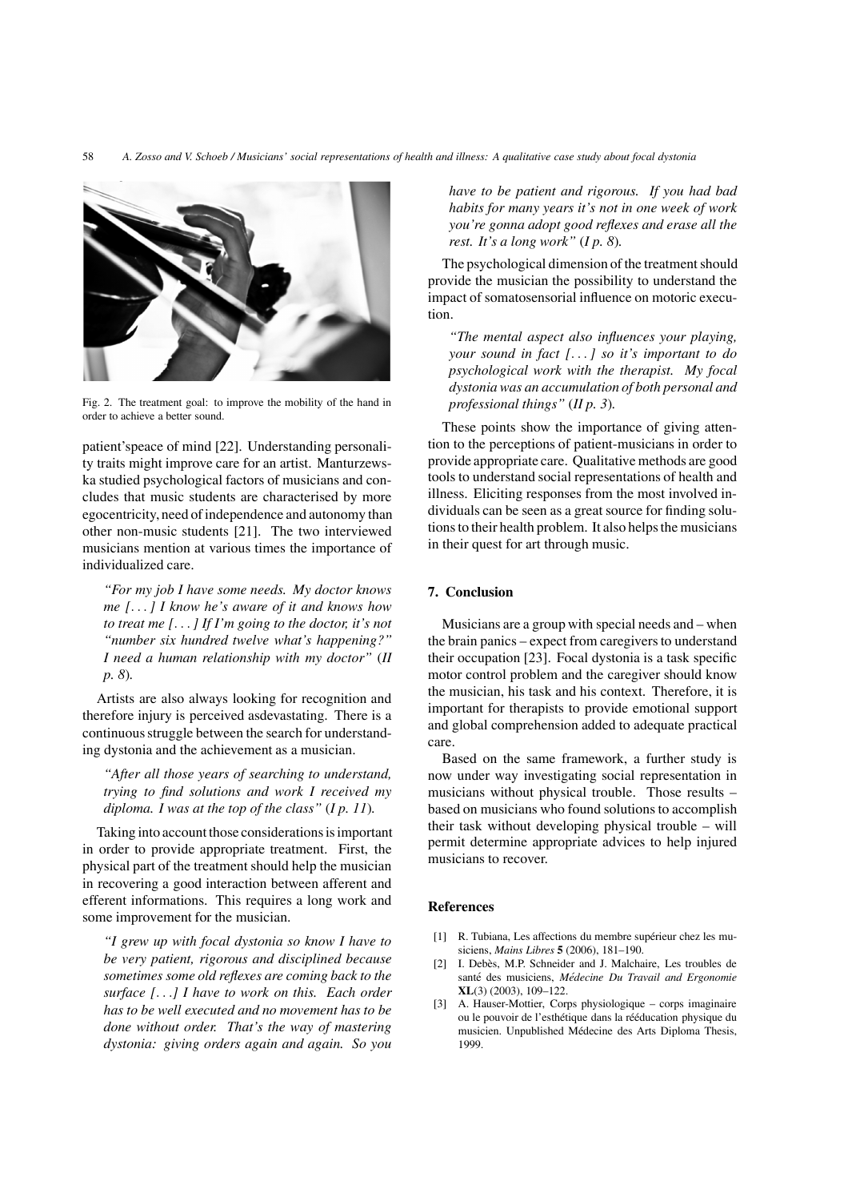Fig. 2. The treatment goal: to improve the mobility of the hand in order to achieve a better sound.

patient'speace of mind [22]. Understanding personality traits might improve care for an artist. Manturzewska studied psychological factors of musicians and concludes that music students are characterised by more egocentricity, need of independence and autonomy than other non-music students [21]. The two interviewed musicians mention at various times the importance of individualized care.

> *"For my job I have some needs. My doctor knows me [...] I know he's aware of it and knows how to treat me [...] If I'm going to the doctor, it's not "number six hundred twelve what's happening?" I need a human relationship with my doctor"* (*II p. 8*).

Artists are also always looking for recognition and therefore injury is perceived asdevastating. There is a continuous struggle between the search for understanding dystonia and the achievement as a musician.

> *"After all those years of searching to understand, trying to find solutions and work I received my diploma. I was at the top of the class"* (*I p. 11*).

Taking into account those considerations is important in order to provide appropriate treatment. First, the physical part of the treatment should help the musician in recovering a good interaction between afferent and efferent informations. This requires a long work and some improvement for the musician.

> *"I grew up with focal dystonia so know I have to be very patient, rigorous and disciplined because sometimes some old reflexes are coming back to the surface [...] I have to work on this. Each order has to be well executed and no movement has to be done without order. That's the way of mastering dystonia: giving orders again and again. So you have to be patient and rigorous. If you had bad habits for many years it's not in one week of work you're gonna adopt good reflexes and erase all the rest. It's a long work"* (*I p. 8*).

The psychological dimension of the treatment should provide the musician the possibility to understand the impact of somatosensorial influence on motoric execution.

> *"The mental aspect also influences your playing, your sound in fact [...] so it's important to do psychological work with the therapist. My focal dystonia was an accumulation of both personal and professional things"* (*II p. 3*).

These points show the importance of giving attention to the perceptions of patient-musicians in order to provide appropriate care. Qualitative methods are good tools to understand social representations of health and illness. Eliciting responses from the most involved individuals can be seen as a great source for finding solutions to their health problem. It also helps the musicians in their quest for art through music.

## 7. Conclusion

Musicians are a group with special needs and – when the brain panics – expect from caregivers to understand their occupation [23]. Focal dystonia is a task specific motor control problem and the caregiver should know the musician, his task and his context. Therefore, it is important for therapists to provide emotional support and global comprehension added to adequate practical care.

Based on the same framework, a further study is now under way investigating social representation in musicians without physical trouble. Those results – based on musicians who found solutions to accomplish their task without developing physical trouble – will permit determine appropriate advices to help injured musicians to recover.

## References

[1] R. Tubiana, Les affections du membre supérieur chez les musiciens, *Mains Libres* **5** (2006), 181–190.

[2] I. Debès, M.P. Schneider and J. Malchaire, Les troubles de santé des musiciens, *Médecine Du Travail and Ergonomie* **XL**(3) (2003), 109–122.

[3] A. Hauser-Mottier, Corps physiologique – corps imaginaire ou le pouvoir de l'esthétique dans la rééducation physique du musicien. Unpublished Médecine des Arts Diploma Thesis, 1999.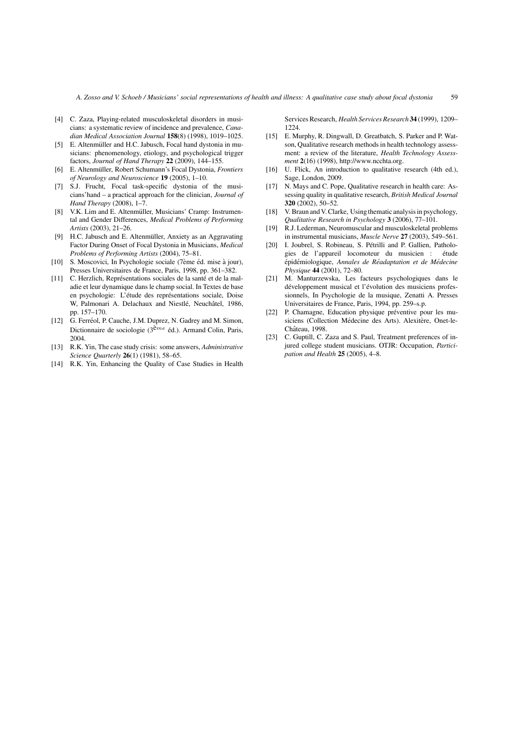[4] C. Zaza, Playing-related musculoskeletal disorders in musicians: a systematic review of incidence and prevalence, *Canadian Medical Association Journal* **158**(8) (1998), 1019–1025.

[5] E. Altenmüller and H.C. Jabusch, Focal hand dystonia in musicians: phenomenology, etiology, and psychological trigger factors, *Journal of Hand Therapy* **22** (2009), 144–155.

[6] E. Altenmüller, Robert Schumann's Focal Dystonia, *Frontiers of Neurology and Neuroscience* **19** (2005), 1–10.

[7] S.J. Frucht, Focal task-specific dystonia of the musicians'hand – a practical approach for the clinician, *Journal of Hand Therapy* (2008), 1–7.

[8] V.K. Lim and E. Altenmüller, Musicians' Cramp: Instrumental and Gender Differences, *Medical Problems of Performing Artists* (2003), 21–26.

[9] H.C. Jabusch and E. Altenmüller, Anxiety as an Aggravating Factor During Onset of Focal Dystonia in Musicians, *Medical Problems of Performing Artists* (2004), 75–81.

[10] S. Moscovici, In Psychologie sociale (7ème éd. mise à jour), Presses Universitaires de France, Paris, 1998, pp. 361–382.

[11] C. Herzlich, Représentations sociales de la santé et de la maladie et leur dynamique dans le champ social. In Textes de base en psychologie: L'étude des représentations sociale, Doise W, Palmonari A. Delachaux and Niestlé, Neuchâtel, 1986, pp. 157–170.

[12] G. Ferréol, P. Cauche, J.M. Duprez, N. Gadrey and M. Simon, Dictionnaire de sociologie ($3^{ème}$ éd.). Armand Colin, Paris, 2004.

[13] R.K. Yin, The case study crisis: some answers, *Administrative Science Quarterly* **26**(1) (1981), 58–65.

[14] R.K. Yin, Enhancing the Quality of Case Studies in Health Services Research, *Health Services Research* **34** (1999), 1209–1224.

[15] E. Murphy, R. Dingwall, D. Greatbatch, S. Parker and P. Watson, Qualitative research methods in health technology assessment: a review of the literature, *Health Technology Assessment* **2**(16) (1998), http://www.ncchta.org.

[16] U. Flick, An introduction to qualitative research (4th ed.), Sage, London, 2009.

[17] N. Mays and C. Pope, Qualitative research in health care: Assessing quality in qualitative research, *British Medical Journal* **320** (2002), 50–52.

[18] V. Braun and V. Clarke, Using thematic analysis in psychology, *Qualitative Research in Psychology* **3** (2006), 77–101.

[19] R.J. Lederman, Neuromuscular and musculoskeletal problems in instrumental musicians, *Muscle Nerve* **27** (2003), 549–561.

[20] I. Joubrel, S. Robineau, S. Pétrilli and P. Gallien, Pathologies de l'appareil locomoteur du musicien : étude épidémiologique, *Annales de Réadaptation et de Médecine Physique* **44** (2001), 72–80.

[21] M. Manturzewska, Les facteurs psychologiques dans le développement musical et l'évolution des musiciens professionnels, In Psychologie de la musique, Zenatti A. Presses Universitaires de France, Paris, 1994, pp. 259–s.p.

[22] P. Chamagne, Education physique préventive pour les musiciens (Collection Médecine des Arts). Alexitère, Onet-le-Château, 1998.

[23] C. Guptill, C. Zaza and S. Paul, Treatment preferences of injured college student musicians. OTJR: Occupation, *Participation and Health* **25** (2005), 4–8.